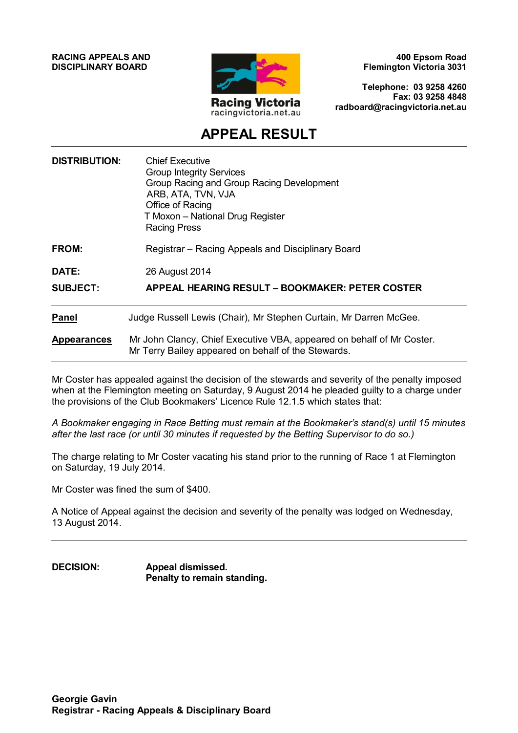**RACING APPEALS AND DISCIPLINARY BOARD**

**400 Epsom Road**
**Flemington Victoria 3031**

**Telephone: 03 9258 4260**
**Fax: 03 9258 4848**
**radboard@racingvictoria.net.au**

Racing Victoria
racingvictoria.net.au

# APPEAL RESULT

---

| | |
|---|---|
| **DISTRIBUTION:** | Chief Executive<br>Group Integrity Services<br>Group Racing and Group Racing Development<br>ARB, ATA, TVN, VJA<br>Office of Racing<br>T Moxon – National Drug Register<br>Racing Press |
| **FROM:** | Registrar – Racing Appeals and Disciplinary Board |
| **DATE:** | 26 August 2014 |
| **SUBJECT:** | **APPEAL HEARING RESULT – BOOKMAKER: PETER COSTER** |

---

**Panel** Judge Russell Lewis (Chair), Mr Stephen Curtain, Mr Darren McGee.

**Appearances** Mr John Clancy, Chief Executive VBA, appeared on behalf of Mr Coster.
Mr Terry Bailey appeared on behalf of the Stewards.

---

Mr Coster has appealed against the decision of the stewards and severity of the penalty imposed when at the Flemington meeting on Saturday, 9 August 2014 he pleaded guilty to a charge under the provisions of the Club Bookmakers' Licence Rule 12.1.5 which states that:

*A Bookmaker engaging in Race Betting must remain at the Bookmaker's stand(s) until 15 minutes after the last race (or until 30 minutes if requested by the Betting Supervisor to do so.)*

The charge relating to Mr Coster vacating his stand prior to the running of Race 1 at Flemington on Saturday, 19 July 2014.

Mr Coster was fined the sum of $400.

A Notice of Appeal against the decision and severity of the penalty was lodged on Wednesday, 13 August 2014.

---

**DECISION:** **Appeal dismissed.**
**Penalty to remain standing.**

**Georgie Gavin**
**Registrar - Racing Appeals & Disciplinary Board**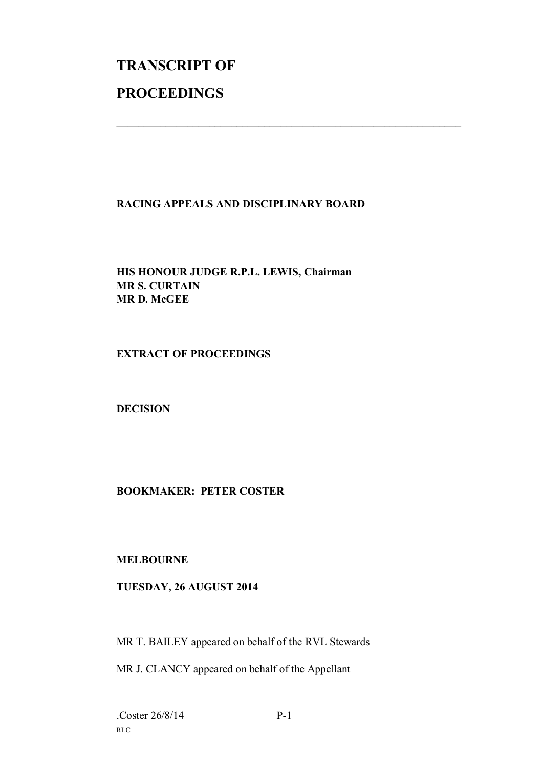# TRANSCRIPT OF

# PROCEEDINGS

---

**RACING APPEALS AND DISCIPLINARY BOARD**

**HIS HONOUR JUDGE R.P.L. LEWIS, Chairman**
**MR S. CURTAIN**
**MR D. McGEE**

**EXTRACT OF PROCEEDINGS**

**DECISION**

**BOOKMAKER: PETER COSTER**

**MELBOURNE**

**TUESDAY, 26 AUGUST 2014**

MR T. BAILEY appeared on behalf of the RVL Stewards

MR J. CLANCY appeared on behalf of the Appellant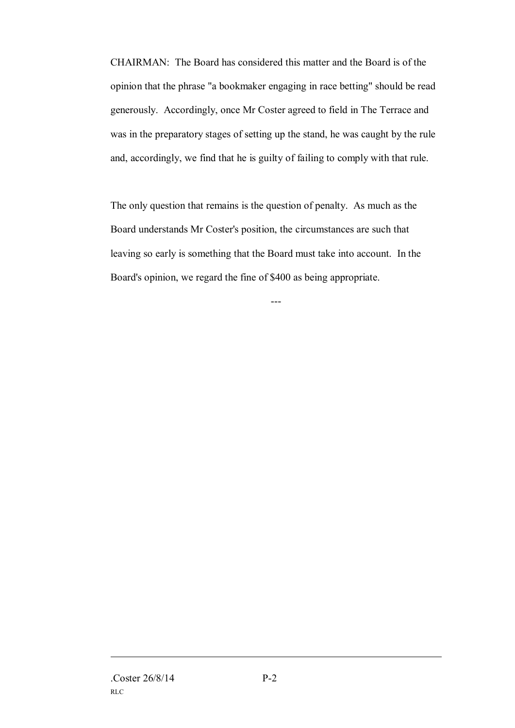CHAIRMAN: The Board has considered this matter and the Board is of the opinion that the phrase "a bookmaker engaging in race betting" should be read generously. Accordingly, once Mr Coster agreed to field in The Terrace and was in the preparatory stages of setting up the stand, he was caught by the rule and, accordingly, we find that he is guilty of failing to comply with that rule.

The only question that remains is the question of penalty. As much as the Board understands Mr Coster's position, the circumstances are such that leaving so early is something that the Board must take into account. In the Board's opinion, we regard the fine of $400 as being appropriate.

---